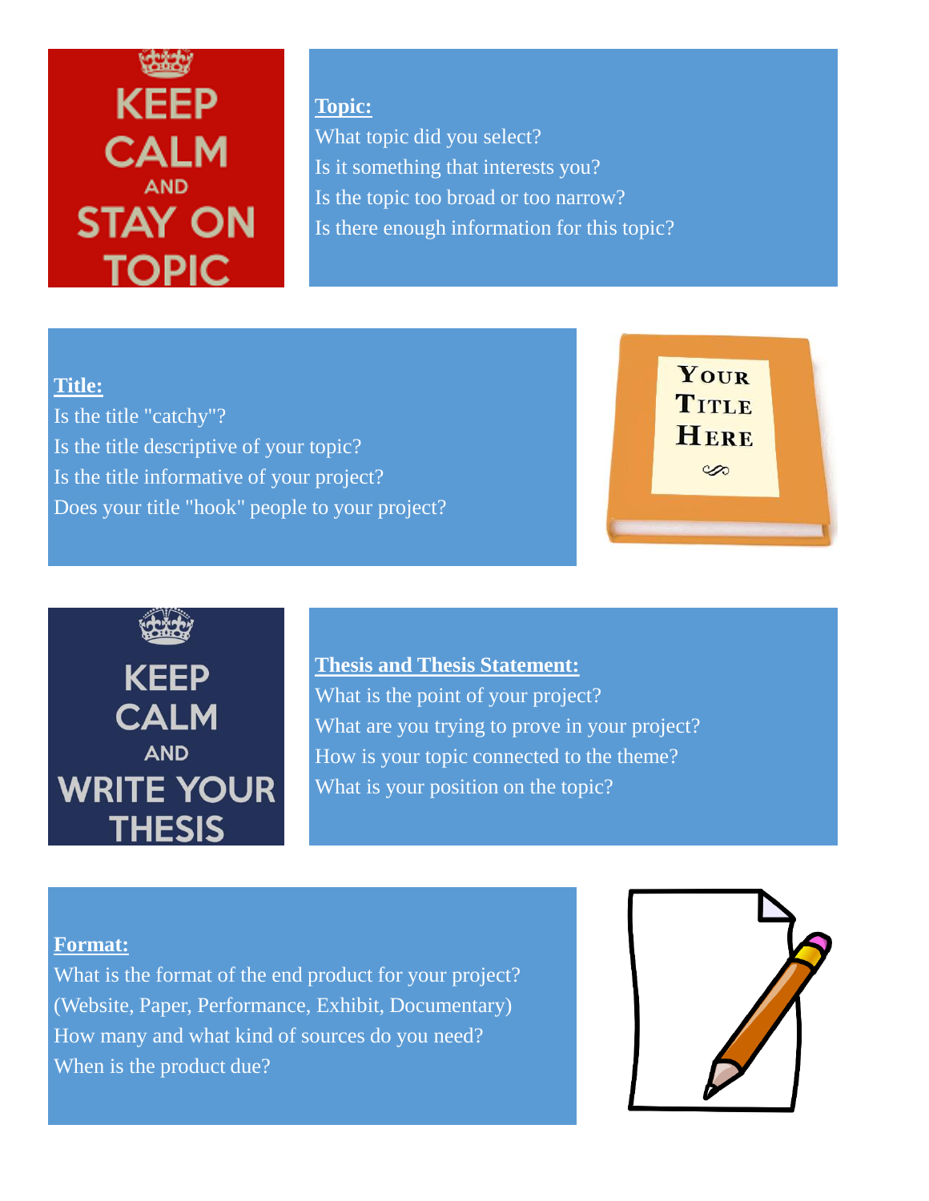KEEP CALM AND STAY ON TOPIC

**Topic:**

What topic did you select?
Is it something that interests you?
Is the topic too broad or too narrow?
Is there enough information for this topic?

**Title:**

Is the title "catchy"?
Is the title descriptive of your topic?
Is the title informative of your project?
Does your title "hook" people to your project?

YOUR TITLE HERE

KEEP CALM AND WRITE YOUR THESIS

**Thesis and Thesis Statement:**

What is the point of your project?
What are you trying to prove in your project?
How is your topic connected to the theme?
What is your position on the topic?

**Format:**

What is the format of the end product for your project?
(Website, Paper, Performance, Exhibit, Documentary)
How many and what kind of sources do you need?
When is the product due?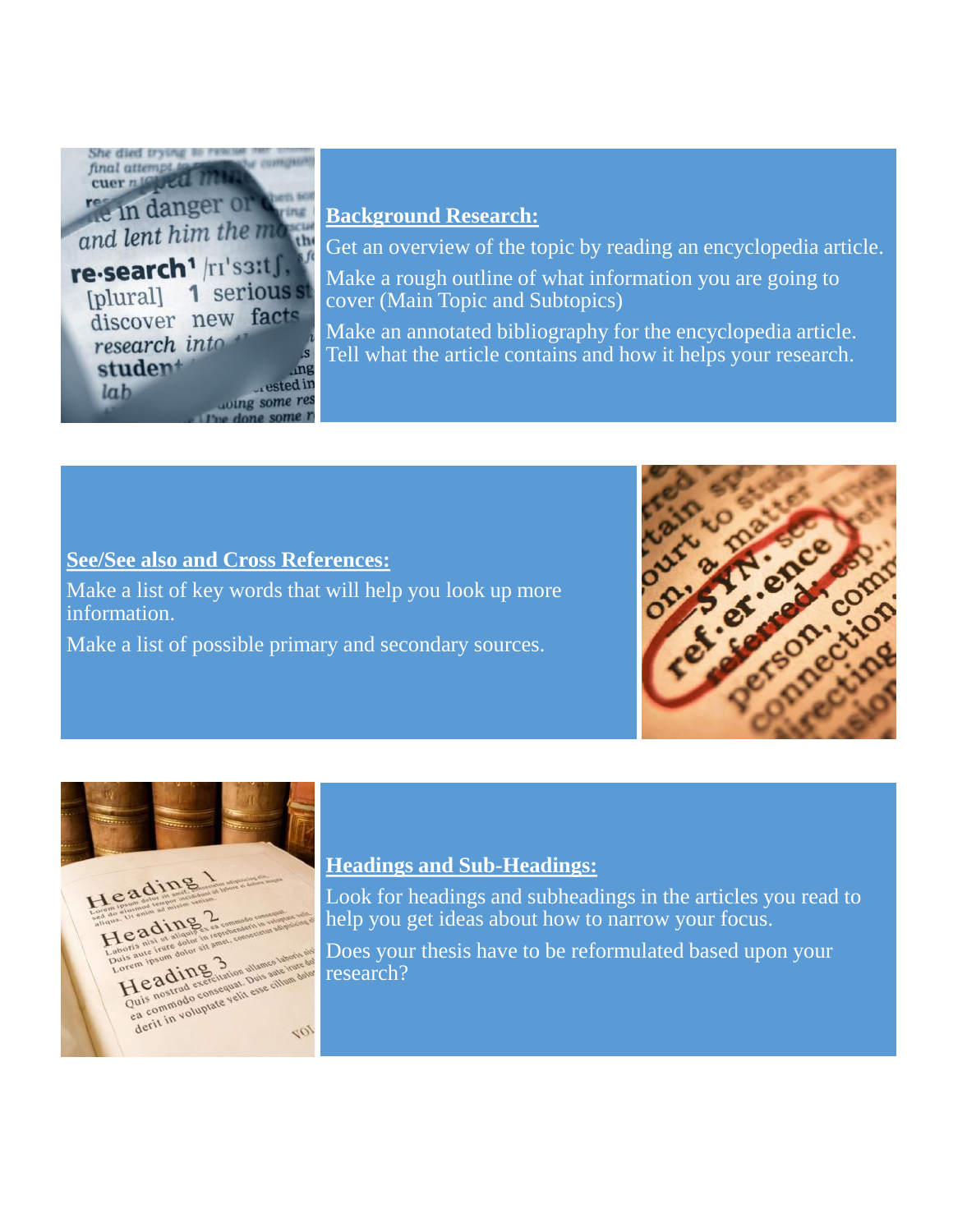**Background Research:**

Get an overview of the topic by reading an encyclopedia article.

Make a rough outline of what information you are going to cover (Main Topic and Subtopics)

Make an annotated bibliography for the encyclopedia article. Tell what the article contains and how it helps your research.

**See/See also and Cross References:**

Make a list of key words that will help you look up more information.

Make a list of possible primary and secondary sources.

**Headings and Sub-Headings:**

Look for headings and subheadings in the articles you read to help you get ideas about how to narrow your focus.

Does your thesis have to be reformulated based upon your research?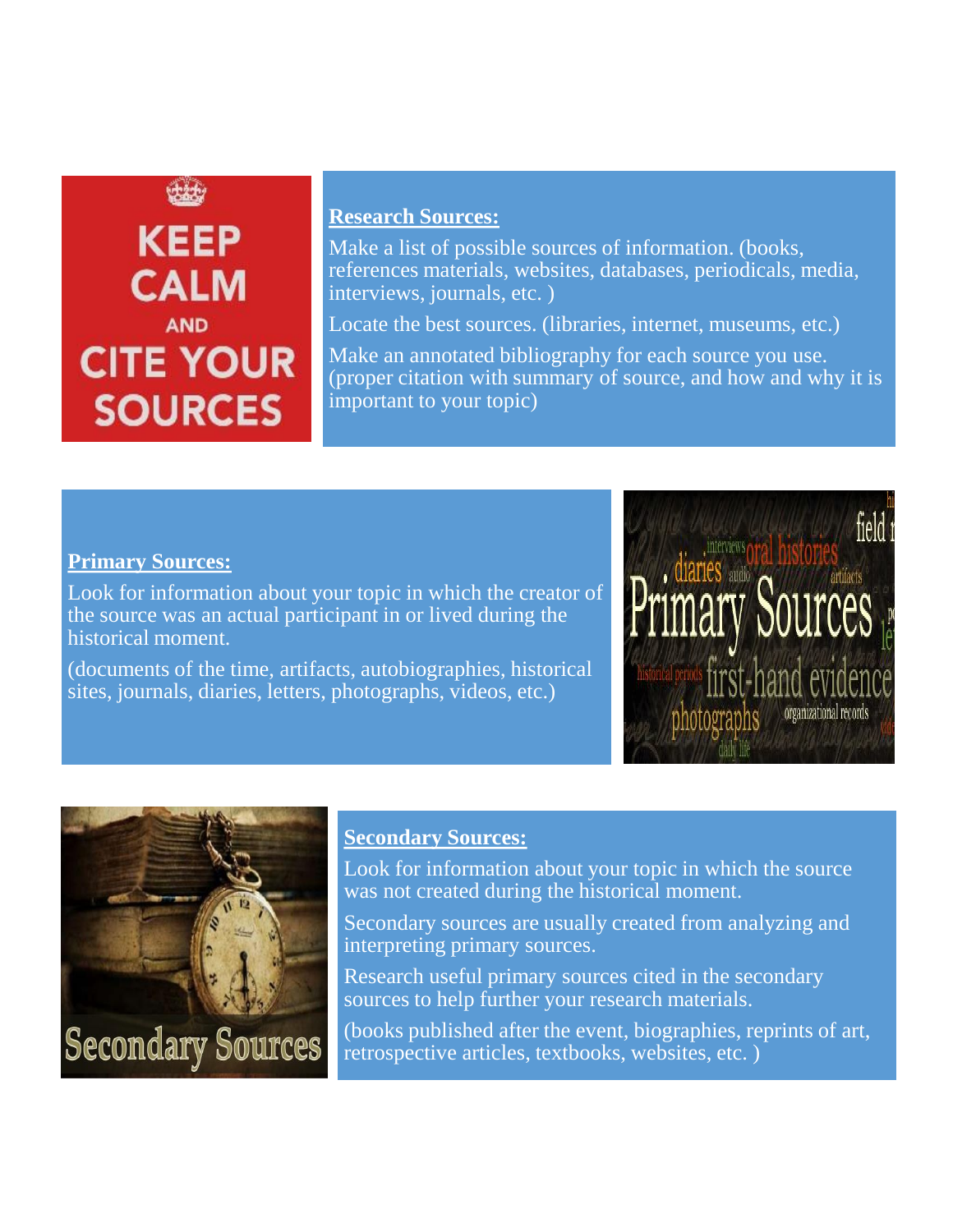**Research Sources:**

Make a list of possible sources of information. (books, references materials, websites, databases, periodicals, media, interviews, journals, etc. )

Locate the best sources. (libraries, internet, museums, etc.)

Make an annotated bibliography for each source you use. (proper citation with summary of source, and how and why it is important to your topic)

**Primary Sources:**

Look for information about your topic in which the creator of the source was an actual participant in or lived during the historical moment.

(documents of the time, artifacts, autobiographies, historical sites, journals, diaries, letters, photographs, videos, etc.)

**Secondary Sources:**

Look for information about your topic in which the source was not created during the historical moment.

Secondary sources are usually created from analyzing and interpreting primary sources.

Research useful primary sources cited in the secondary sources to help further your research materials.

(books published after the event, biographies, reprints of art, retrospective articles, textbooks, websites, etc. )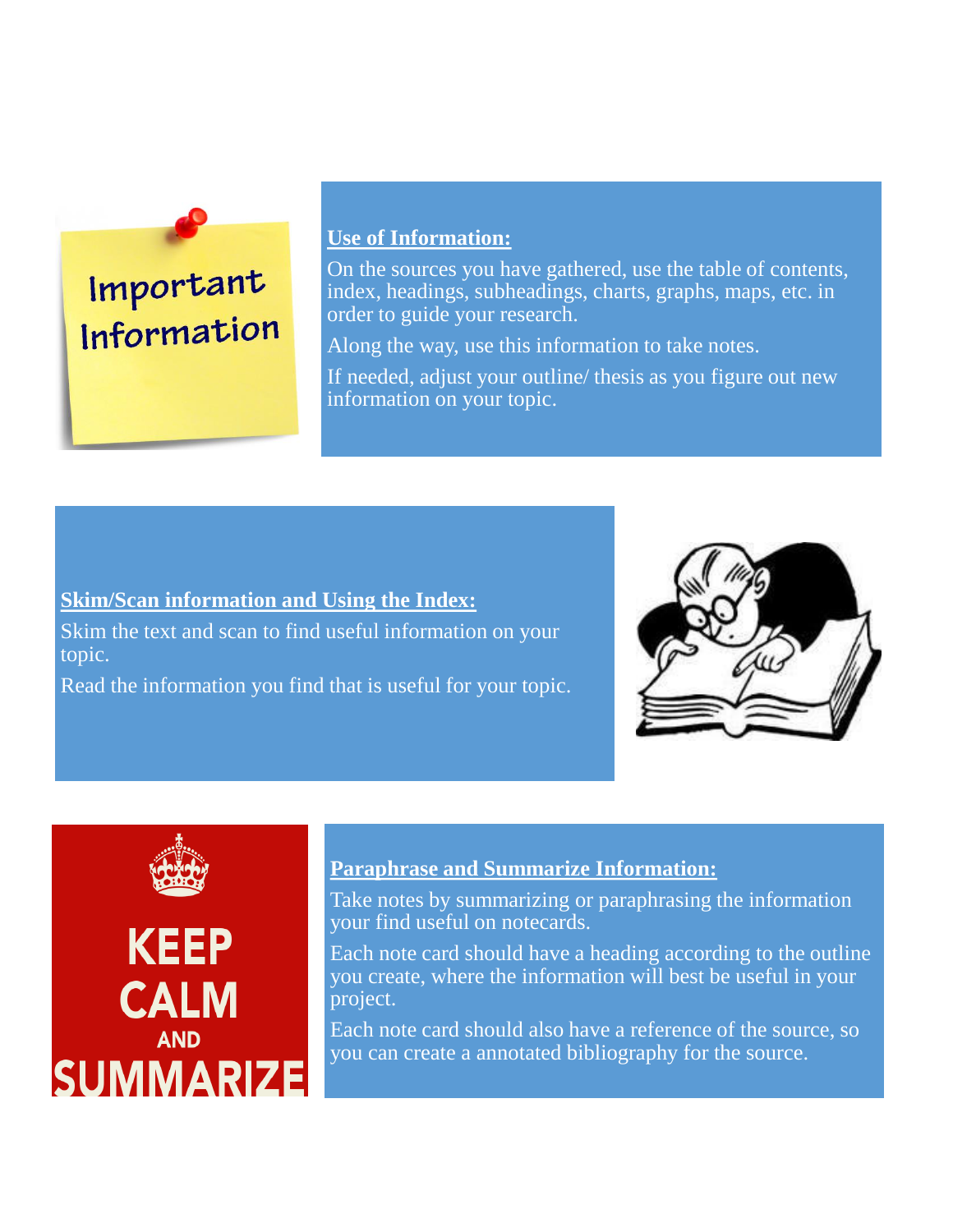## Use of Information:

On the sources you have gathered, use the table of contents, index, headings, subheadings, charts, graphs, maps, etc. in order to guide your research.

Along the way, use this information to take notes.

If needed, adjust your outline/ thesis as you figure out new information on your topic.

## Skim/Scan information and Using the Index:

Skim the text and scan to find useful information on your topic.

Read the information you find that is useful for your topic.

## Paraphrase and Summarize Information:

Take notes by summarizing or paraphrasing the information your find useful on notecards.

Each note card should have a heading according to the outline you create, where the information will best be useful in your project.

Each note card should also have a reference of the source, so you can create a annotated bibliography for the source.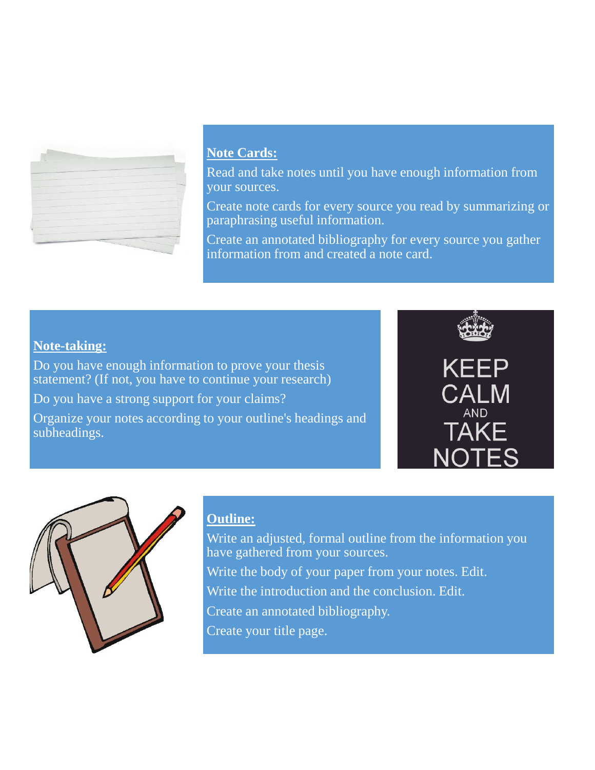**Note Cards:**

Read and take notes until you have enough information from your sources.

Create note cards for every source you read by summarizing or paraphrasing useful information.

Create an annotated bibliography for every source you gather information from and created a note card.

**Note-taking:**

Do you have enough information to prove your thesis statement? (If not, you have to continue your research)

Do you have a strong support for your claims?

Organize your notes according to your outline's headings and subheadings.

**Outline:**

Write an adjusted, formal outline from the information you have gathered from your sources.

Write the body of your paper from your notes. Edit.

Write the introduction and the conclusion. Edit.

Create an annotated bibliography.

Create your title page.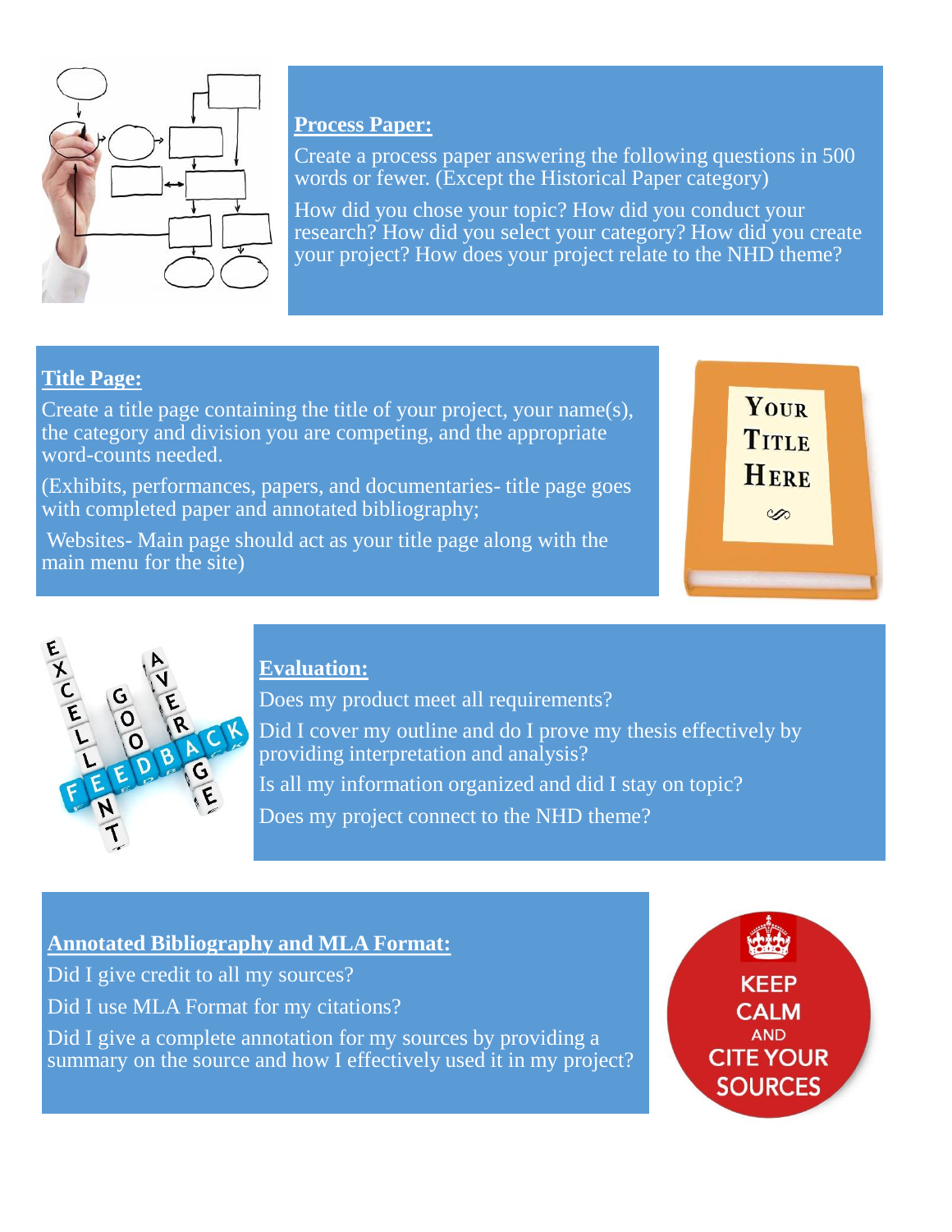**Process Paper:**

Create a process paper answering the following questions in 500 words or fewer. (Except the Historical Paper category)

How did you chose your topic? How did you conduct your research? How did you select your category? How did you create your project? How does your project relate to the NHD theme?

**Title Page:**

Create a title page containing the title of your project, your name(s), the category and division you are competing, and the appropriate word-counts needed.

(Exhibits, performances, papers, and documentaries- title page goes with completed paper and annotated bibliography;

Websites- Main page should act as your title page along with the main menu for the site)

**Evaluation:**

Does my product meet all requirements?

Did I cover my outline and do I prove my thesis effectively by providing interpretation and analysis?

Is all my information organized and did I stay on topic?

Does my project connect to the NHD theme?

**Annotated Bibliography and MLA Format:**

Did I give credit to all my sources?

Did I use MLA Format for my citations?

Did I give a complete annotation for my sources by providing a summary on the source and how I effectively used it in my project?